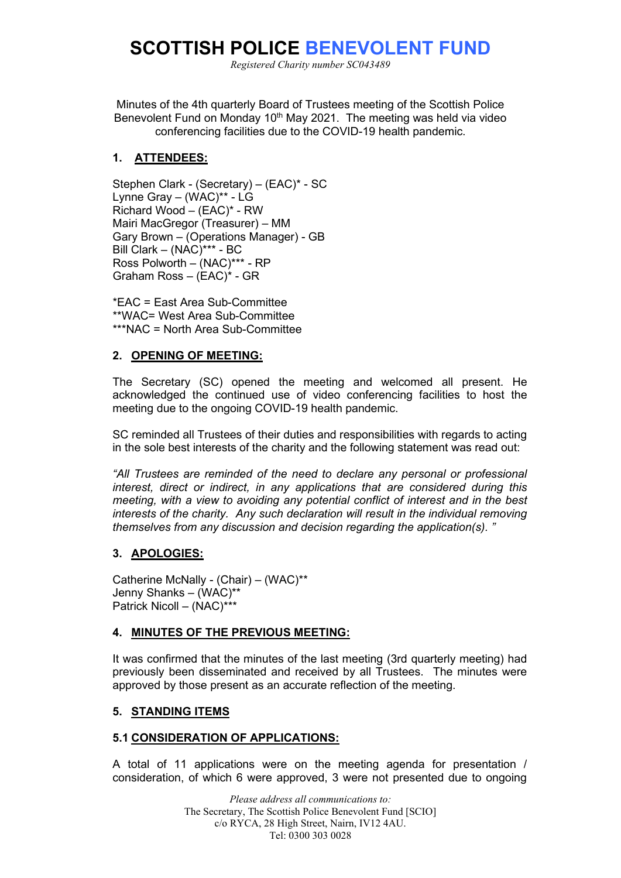# SCOTTISH POLICE BENEVOLENT FUND

*Registered Charity number SC043489*

Minutes of the 4th quarterly Board of Trustees meeting of the Scottish Police Benevolent Fund on Monday 10th May 2021. The meeting was held via video conferencing facilities due to the COVID-19 health pandemic.

## 1. ATTENDEES:

Stephen Clark - (Secretary) – (EAC)* - SC
Lynne Gray – (WAC)** - LG
Richard Wood – (EAC)* - RW
Mairi MacGregor (Treasurer) – MM
Gary Brown – (Operations Manager) - GB
Bill Clark – (NAC)*** - BC
Ross Polworth – (NAC)*** - RP
Graham Ross – (EAC)* - GR

*EAC = East Area Sub-Committee
**WAC= West Area Sub-Committee
***NAC = North Area Sub-Committee

## 2. OPENING OF MEETING:

The Secretary (SC) opened the meeting and welcomed all present. He acknowledged the continued use of video conferencing facilities to host the meeting due to the ongoing COVID-19 health pandemic.

SC reminded all Trustees of their duties and responsibilities with regards to acting in the sole best interests of the charity and the following statement was read out:

*"All Trustees are reminded of the need to declare any personal or professional interest, direct or indirect, in any applications that are considered during this meeting, with a view to avoiding any potential conflict of interest and in the best interests of the charity. Any such declaration will result in the individual removing themselves from any discussion and decision regarding the application(s). "*

## 3. APOLOGIES:

Catherine McNally - (Chair) – (WAC)**
Jenny Shanks – (WAC)**
Patrick Nicoll – (NAC)***

## 4. MINUTES OF THE PREVIOUS MEETING:

It was confirmed that the minutes of the last meeting (3rd quarterly meeting) had previously been disseminated and received by all Trustees. The minutes were approved by those present as an accurate reflection of the meeting.

## 5. STANDING ITEMS

### 5.1 CONSIDERATION OF APPLICATIONS:

A total of 11 applications were on the meeting agenda for presentation / consideration, of which 6 were approved, 3 were not presented due to ongoing

*Please address all communications to:*
The Secretary, The Scottish Police Benevolent Fund [SCIO]
c/o RYCA, 28 High Street, Nairn, IV12 4AU.
Tel: 0300 303 0028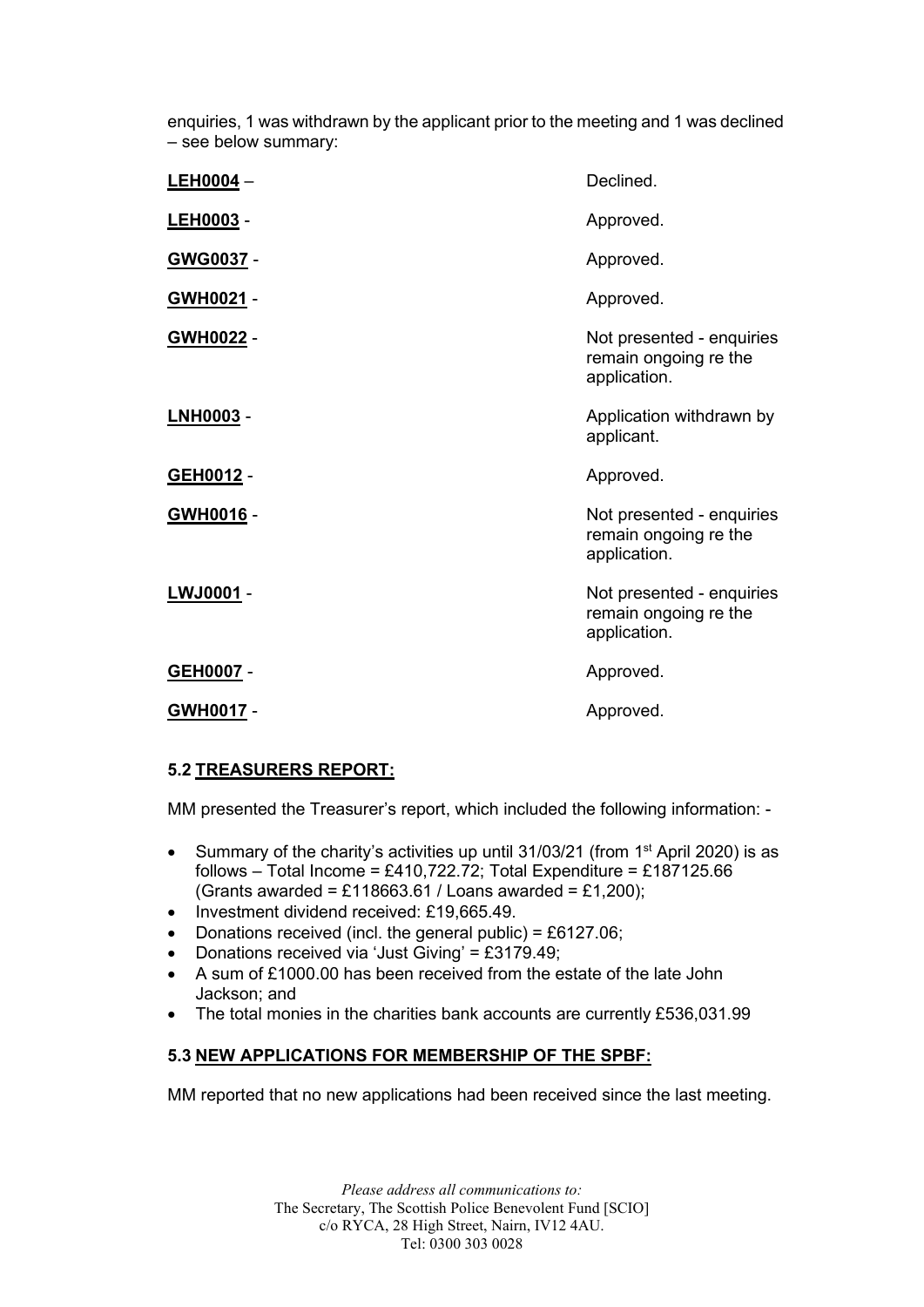enquiries, 1 was withdrawn by the applicant prior to the meeting and 1 was declined – see below summary:

| | |
|---|---|
| **LEH0004** – | Declined. |
| **GWG0037** - | Approved. |
| **LEH0003** - | Approved. |
| **GWH0021** - | Approved. |
| **GWH0022** - | Not presented - enquiries remain ongoing re the application. |
| **LNH0003** - | Application withdrawn by applicant. |
| **GEH0012** - | Approved. |
| **GWH0016** - | Not presented - enquiries remain ongoing re the application. |
| **LWJ0001** - | Not presented - enquiries remain ongoing re the application. |
| **GEH0007** - | Approved. |
| **GWH0017** - | Approved. |

### 5.2 TREASURERS REPORT:

MM presented the Treasurer's report, which included the following information: -

- Summary of the charity's activities up until 31/03/21 (from 1st April 2020) is as follows – Total Income = £410,722.72; Total Expenditure = £187125.66 (Grants awarded = £118663.61 / Loans awarded = £1,200);
- Investment dividend received: £19,665.49.
- Donations received (incl. the general public) = £6127.06;
- Donations received via 'Just Giving' = £3179.49;
- A sum of £1000.00 has been received from the estate of the late John Jackson; and
- The total monies in the charities bank accounts are currently £536,031.99

### 5.3 NEW APPLICATIONS FOR MEMBERSHIP OF THE SPBF:

MM reported that no new applications had been received since the last meeting.

*Please address all communications to:*
The Secretary, The Scottish Police Benevolent Fund [SCIO]
c/o RYCA, 28 High Street, Nairn, IV12 4AU.
Tel: 0300 303 0028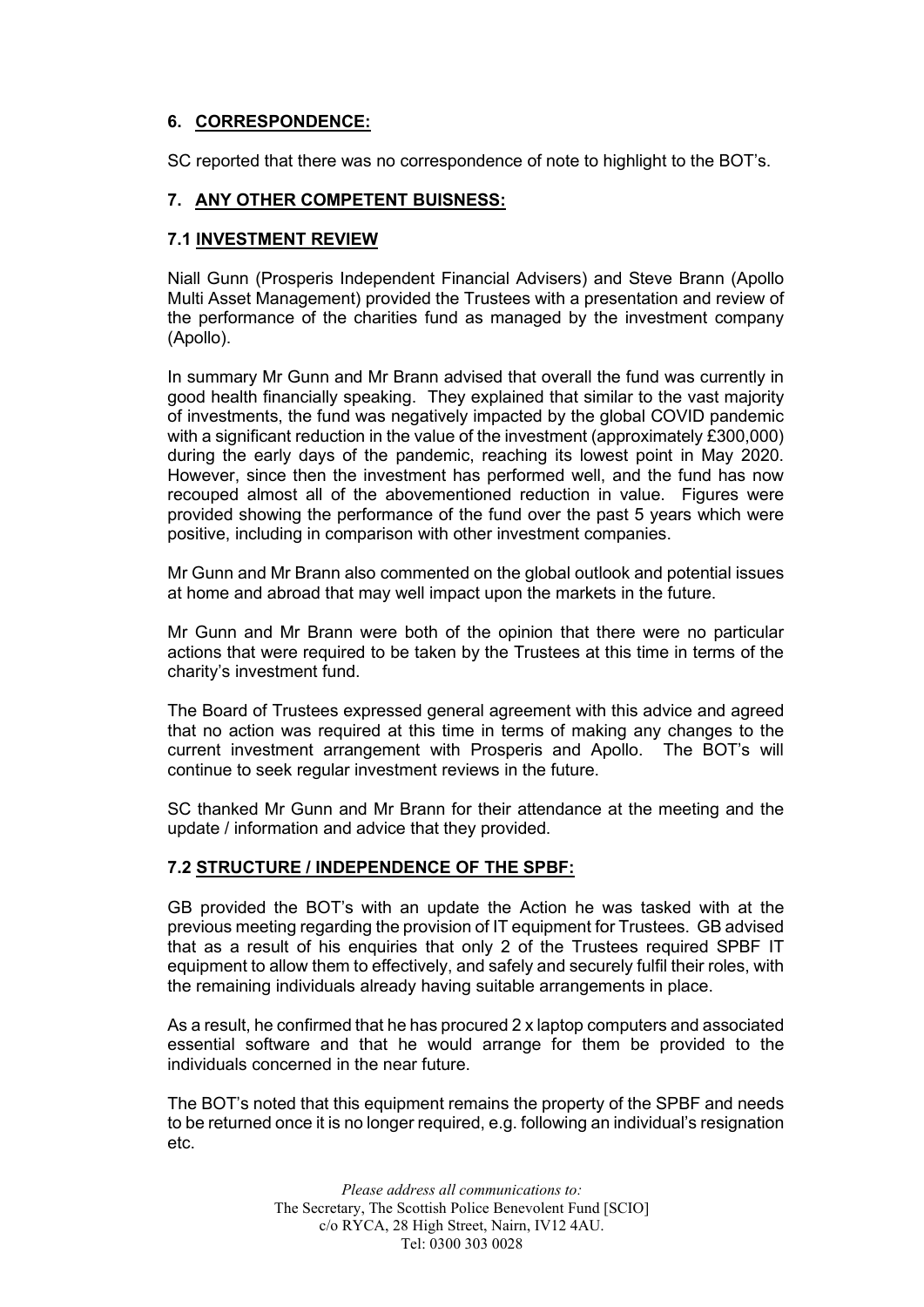## 6. CORRESPONDENCE:

SC reported that there was no correspondence of note to highlight to the BOT's.

## 7. ANY OTHER COMPETENT BUISNESS:

### 7.1 INVESTMENT REVIEW

Niall Gunn (Prosperis Independent Financial Advisers) and Steve Brann (Apollo Multi Asset Management) provided the Trustees with a presentation and review of the performance of the charities fund as managed by the investment company (Apollo).

In summary Mr Gunn and Mr Brann advised that overall the fund was currently in good health financially speaking. They explained that similar to the vast majority of investments, the fund was negatively impacted by the global COVID pandemic with a significant reduction in the value of the investment (approximately £300,000) during the early days of the pandemic, reaching its lowest point in May 2020. However, since then the investment has performed well, and the fund has now recouped almost all of the abovementioned reduction in value. Figures were provided showing the performance of the fund over the past 5 years which were positive, including in comparison with other investment companies.

Mr Gunn and Mr Brann also commented on the global outlook and potential issues at home and abroad that may well impact upon the markets in the future.

Mr Gunn and Mr Brann were both of the opinion that there were no particular actions that were required to be taken by the Trustees at this time in terms of the charity's investment fund.

The Board of Trustees expressed general agreement with this advice and agreed that no action was required at this time in terms of making any changes to the current investment arrangement with Prosperis and Apollo. The BOT's will continue to seek regular investment reviews in the future.

SC thanked Mr Gunn and Mr Brann for their attendance at the meeting and the update / information and advice that they provided.

### 7.2 STRUCTURE / INDEPENDENCE OF THE SPBF:

GB provided the BOT's with an update the Action he was tasked with at the previous meeting regarding the provision of IT equipment for Trustees. GB advised that as a result of his enquiries that only 2 of the Trustees required SPBF IT equipment to allow them to effectively, and safely and securely fulfil their roles, with the remaining individuals already having suitable arrangements in place.

As a result, he confirmed that he has procured 2 x laptop computers and associated essential software and that he would arrange for them be provided to the individuals concerned in the near future.

The BOT's noted that this equipment remains the property of the SPBF and needs to be returned once it is no longer required, e.g. following an individual's resignation etc.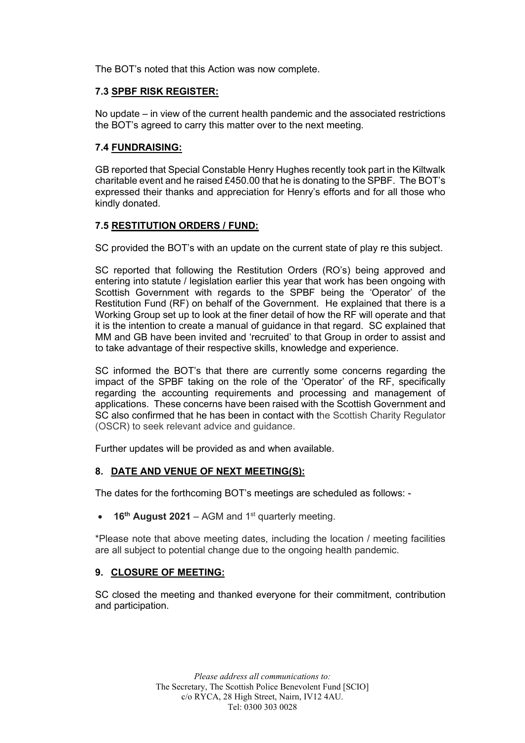The BOT's noted that this Action was now complete.

### 7.3 **SPBF RISK REGISTER:**

No update – in view of the current health pandemic and the associated restrictions the BOT's agreed to carry this matter over to the next meeting.

### 7.4 **FUNDRAISING:**

GB reported that Special Constable Henry Hughes recently took part in the Kiltwalk charitable event and he raised £450.00 that he is donating to the SPBF. The BOT's expressed their thanks and appreciation for Henry's efforts and for all those who kindly donated.

### 7.5 **RESTITUTION ORDERS / FUND:**

SC provided the BOT's with an update on the current state of play re this subject.

SC reported that following the Restitution Orders (RO's) being approved and entering into statute / legislation earlier this year that work has been ongoing with Scottish Government with regards to the SPBF being the 'Operator' of the Restitution Fund (RF) on behalf of the Government. He explained that there is a Working Group set up to look at the finer detail of how the RF will operate and that it is the intention to create a manual of guidance in that regard. SC explained that MM and GB have been invited and 'recruited' to that Group in order to assist and to take advantage of their respective skills, knowledge and experience.

SC informed the BOT's that there are currently some concerns regarding the impact of the SPBF taking on the role of the 'Operator' of the RF, specifically regarding the accounting requirements and processing and management of applications. These concerns have been raised with the Scottish Government and SC also confirmed that he has been in contact with the Scottish Charity Regulator (OSCR) to seek relevant advice and guidance.

Further updates will be provided as and when available.

## 8. **DATE AND VENUE OF NEXT MEETING(S):**

The dates for the forthcoming BOT's meetings are scheduled as follows: -

- **16th August 2021** – AGM and 1st quarterly meeting.

*Please note that above meeting dates, including the location / meeting facilities are all subject to potential change due to the ongoing health pandemic.

## 9. **CLOSURE OF MEETING:**

SC closed the meeting and thanked everyone for their commitment, contribution and participation.

*Please address all communications to:*
The Secretary, The Scottish Police Benevolent Fund [SCIO]
c/o RYCA, 28 High Street, Nairn, IV12 4AU.
Tel: 0300 303 0028